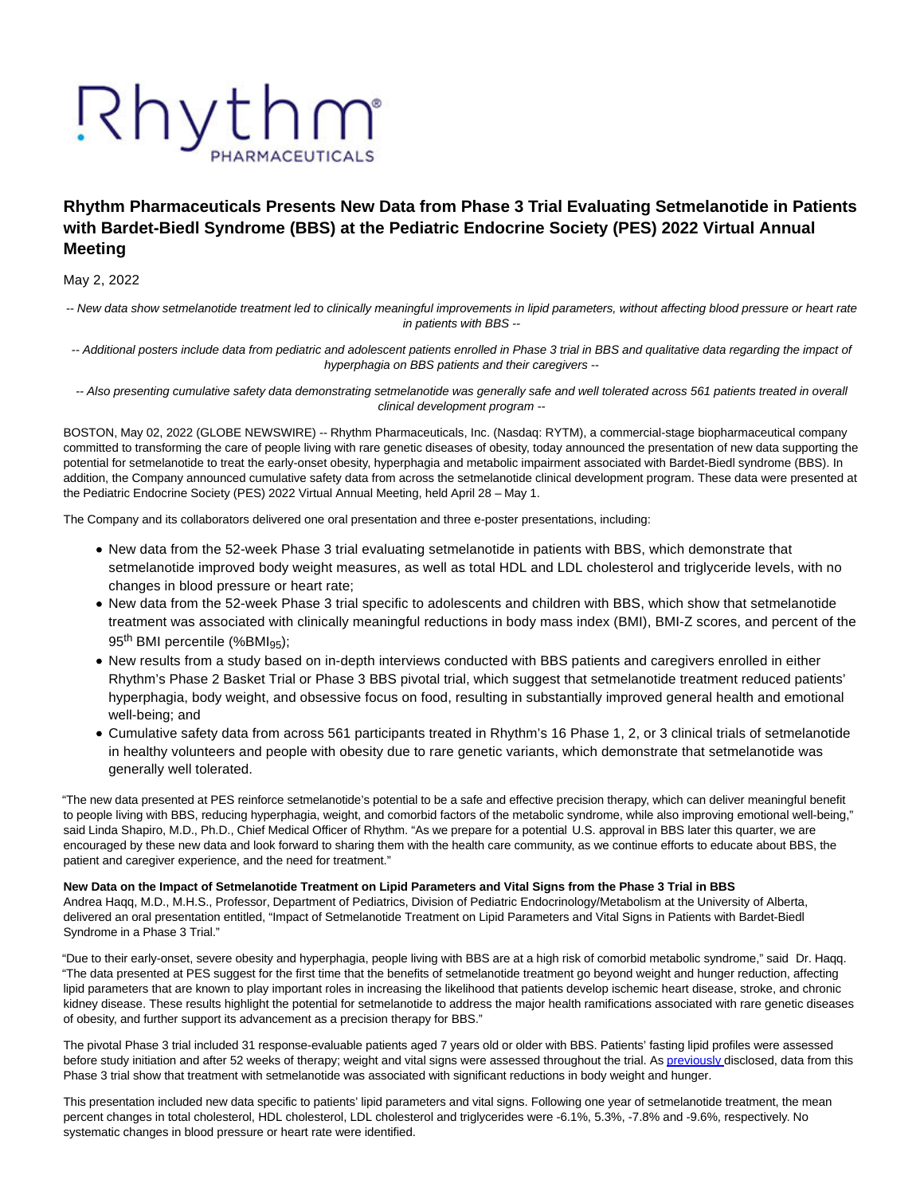# Rhythm Pharmaceuticals Presents New Data from Phase 3 Trial Evaluating Setmelanotide in Patients with Bardet-Biedl Syndrome (BBS) at the Pediatric Endocrine Society (PES) 2022 Virtual Annual Meeting

May 2, 2022

*-- New data show setmelanotide treatment led to clinically meaningful improvements in lipid parameters, without affecting blood pressure or heart rate in patients with BBS --*

*-- Additional posters include data from pediatric and adolescent patients enrolled in Phase 3 trial in BBS and qualitative data regarding the impact of hyperphagia on BBS patients and their caregivers --*

*-- Also presenting cumulative safety data demonstrating setmelanotide was generally safe and well tolerated across 561 patients treated in overall clinical development program --*

BOSTON, May 02, 2022 (GLOBE NEWSWIRE) -- Rhythm Pharmaceuticals, Inc. (Nasdaq: RYTM), a commercial-stage biopharmaceutical company committed to transforming the care of people living with rare genetic diseases of obesity, today announced the presentation of new data supporting the potential for setmelanotide to treat the early-onset obesity, hyperphagia and metabolic impairment associated with Bardet-Biedl syndrome (BBS). In addition, the Company announced cumulative safety data from across the setmelanotide clinical development program. These data were presented at the Pediatric Endocrine Society (PES) 2022 Virtual Annual Meeting, held April 28 – May 1.

The Company and its collaborators delivered one oral presentation and three e-poster presentations, including:

- New data from the 52-week Phase 3 trial evaluating setmelanotide in patients with BBS, which demonstrate that setmelanotide improved body weight measures, as well as total HDL and LDL cholesterol and triglyceride levels, with no changes in blood pressure or heart rate;
- New data from the 52-week Phase 3 trial specific to adolescents and children with BBS, which show that setmelanotide treatment was associated with clinically meaningful reductions in body mass index (BMI), BMI-Z scores, and percent of the 95th BMI percentile (%$BMI_{95}$);
- New results from a study based on in-depth interviews conducted with BBS patients and caregivers enrolled in either Rhythm's Phase 2 Basket Trial or Phase 3 BBS pivotal trial, which suggest that setmelanotide treatment reduced patients' hyperphagia, body weight, and obsessive focus on food, resulting in substantially improved general health and emotional well-being; and
- Cumulative safety data from across 561 participants treated in Rhythm's 16 Phase 1, 2, or 3 clinical trials of setmelanotide in healthy volunteers and people with obesity due to rare genetic variants, which demonstrate that setmelanotide was generally well tolerated.

"The new data presented at PES reinforce setmelanotide's potential to be a safe and effective precision therapy, which can deliver meaningful benefit to people living with BBS, reducing hyperphagia, weight, and comorbid factors of the metabolic syndrome, while also improving emotional well-being," said Linda Shapiro, M.D., Ph.D., Chief Medical Officer of Rhythm. "As we prepare for a potential U.S. approval in BBS later this quarter, we are encouraged by these new data and look forward to sharing them with the health care community, as we continue efforts to educate about BBS, the patient and caregiver experience, and the need for treatment."

**New Data on the Impact of Setmelanotide Treatment on Lipid Parameters and Vital Signs from the Phase 3 Trial in BBS**
Andrea Haqq, M.D., M.H.S., Professor, Department of Pediatrics, Division of Pediatric Endocrinology/Metabolism at the University of Alberta, delivered an oral presentation entitled, "Impact of Setmelanotide Treatment on Lipid Parameters and Vital Signs in Patients with Bardet-Biedl Syndrome in a Phase 3 Trial."

"Due to their early-onset, severe obesity and hyperphagia, people living with BBS are at a high risk of comorbid metabolic syndrome," said Dr. Haqq. "The data presented at PES suggest for the first time that the benefits of setmelanotide treatment go beyond weight and hunger reduction, affecting lipid parameters that are known to play important roles in increasing the likelihood that patients develop ischemic heart disease, stroke, and chronic kidney disease. These results highlight the potential for setmelanotide to address the major health ramifications associated with rare genetic diseases of obesity, and further support its advancement as a precision therapy for BBS."

The pivotal Phase 3 trial included 31 response-evaluable patients aged 7 years old or older with BBS. Patients' fasting lipid profiles were assessed before study initiation and after 52 weeks of therapy; weight and vital signs were assessed throughout the trial. As previously disclosed, data from this Phase 3 trial show that treatment with setmelanotide was associated with significant reductions in body weight and hunger.

This presentation included new data specific to patients' lipid parameters and vital signs. Following one year of setmelanotide treatment, the mean percent changes in total cholesterol, HDL cholesterol, LDL cholesterol and triglycerides were -6.1%, 5.3%, -7.8% and -9.6%, respectively. No systematic changes in blood pressure or heart rate were identified.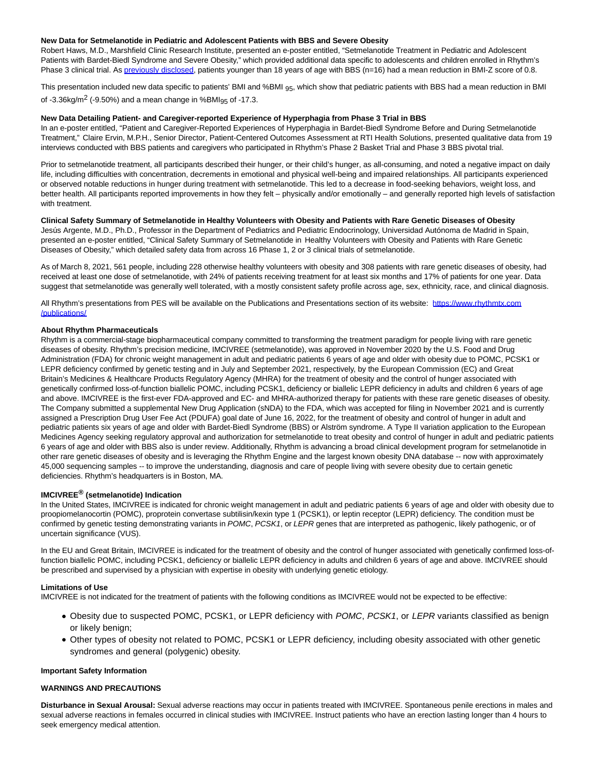**New Data for Setmelanotide in Pediatric and Adolescent Patients with BBS and Severe Obesity**

Robert Haws, M.D., Marshfield Clinic Research Institute, presented an e-poster entitled, "Setmelanotide Treatment in Pediatric and Adolescent Patients with Bardet-Biedl Syndrome and Severe Obesity," which provided additional data specific to adolescents and children enrolled in Rhythm's Phase 3 clinical trial. As [previously disclosed](), patients younger than 18 years of age with BBS (n=16) had a mean reduction in BMI-Z score of 0.8.

This presentation included new data specific to patients' BMI and %BMI $_{95}$, which show that pediatric patients with BBS had a mean reduction in BMI of -3.36kg/m$^2$ (-9.50%) and a mean change in %BMI$_{95}$ of -17.3.

**New Data Detailing Patient- and Caregiver-reported Experience of Hyperphagia from Phase 3 Trial in BBS**

In an e-poster entitled, "Patient and Caregiver-Reported Experiences of Hyperphagia in Bardet-Biedl Syndrome Before and During Setmelanotide Treatment," Claire Ervin, M.P.H., Senior Director, Patient-Centered Outcomes Assessment at RTI Health Solutions, presented qualitative data from 19 interviews conducted with BBS patients and caregivers who participated in Rhythm's Phase 2 Basket Trial and Phase 3 BBS pivotal trial.

Prior to setmelanotide treatment, all participants described their hunger, or their child's hunger, as all-consuming, and noted a negative impact on daily life, including difficulties with concentration, decrements in emotional and physical well-being and impaired relationships. All participants experienced or observed notable reductions in hunger during treatment with setmelanotide. This led to a decrease in food-seeking behaviors, weight loss, and better health. All participants reported improvements in how they felt – physically and/or emotionally – and generally reported high levels of satisfaction with treatment.

**Clinical Safety Summary of Setmelanotide in Healthy Volunteers with Obesity and Patients with Rare Genetic Diseases of Obesity**

Jesús Argente, M.D., Ph.D., Professor in the Department of Pediatrics and Pediatric Endocrinology, Universidad Autónoma de Madrid in Spain, presented an e-poster entitled, "Clinical Safety Summary of Setmelanotide in Healthy Volunteers with Obesity and Patients with Rare Genetic Diseases of Obesity," which detailed safety data from across 16 Phase 1, 2 or 3 clinical trials of setmelanotide.

As of March 8, 2021, 561 people, including 228 otherwise healthy volunteers with obesity and 308 patients with rare genetic diseases of obesity, had received at least one dose of setmelanotide, with 24% of patients receiving treatment for at least six months and 17% of patients for one year. Data suggest that setmelanotide was generally well tolerated, with a mostly consistent safety profile across age, sex, ethnicity, race, and clinical diagnosis.

All Rhythm's presentations from PES will be available on the Publications and Presentations section of its website: [https://www.rhythmtx.com/publications/](https://www.rhythmtx.com/publications/)

**About Rhythm Pharmaceuticals**

Rhythm is a commercial-stage biopharmaceutical company committed to transforming the treatment paradigm for people living with rare genetic diseases of obesity. Rhythm's precision medicine, IMCIVREE (setmelanotide), was approved in November 2020 by the U.S. Food and Drug Administration (FDA) for chronic weight management in adult and pediatric patients 6 years of age and older with obesity due to POMC, PCSK1 or LEPR deficiency confirmed by genetic testing and in July and September 2021, respectively, by the European Commission (EC) and Great Britain's Medicines & Healthcare Products Regulatory Agency (MHRA) for the treatment of obesity and the control of hunger associated with genetically confirmed loss-of-function biallelic POMC, including PCSK1, deficiency or biallelic LEPR deficiency in adults and children 6 years of age and above. IMCIVREE is the first-ever FDA-approved and EC- and MHRA-authorized therapy for patients with these rare genetic diseases of obesity. The Company submitted a supplemental New Drug Application (sNDA) to the FDA, which was accepted for filing in November 2021 and is currently assigned a Prescription Drug User Fee Act (PDUFA) goal date of June 16, 2022, for the treatment of obesity and control of hunger in adult and pediatric patients six years of age and older with Bardet-Biedl Syndrome (BBS) or Alström syndrome. A Type II variation application to the European Medicines Agency seeking regulatory approval and authorization for setmelanotide to treat obesity and control of hunger in adult and pediatric patients 6 years of age and older with BBS also is under review. Additionally, Rhythm is advancing a broad clinical development program for setmelanotide in other rare genetic diseases of obesity and is leveraging the Rhythm Engine and the largest known obesity DNA database -- now with approximately 45,000 sequencing samples -- to improve the understanding, diagnosis and care of people living with severe obesity due to certain genetic deficiencies. Rhythm's headquarters is in Boston, MA.

**IMCIVREE® (setmelanotide) Indication**

In the United States, IMCIVREE is indicated for chronic weight management in adult and pediatric patients 6 years of age and older with obesity due to proopiomelanocortin (POMC), proprotein convertase subtilisin/kexin type 1 (PCSK1), or leptin receptor (LEPR) deficiency. The condition must be confirmed by genetic testing demonstrating variants in *POMC*, *PCSK1*, or *LEPR* genes that are interpreted as pathogenic, likely pathogenic, or of uncertain significance (VUS).

In the EU and Great Britain, IMCIVREE is indicated for the treatment of obesity and the control of hunger associated with genetically confirmed loss-of-function biallelic POMC, including PCSK1, deficiency or biallelic LEPR deficiency in adults and children 6 years of age and above. IMCIVREE should be prescribed and supervised by a physician with expertise in obesity with underlying genetic etiology.

**Limitations of Use**

IMCIVREE is not indicated for the treatment of patients with the following conditions as IMCIVREE would not be expected to be effective:

- Obesity due to suspected POMC, PCSK1, or LEPR deficiency with *POMC*, *PCSK1*, or *LEPR* variants classified as benign or likely benign;
- Other types of obesity not related to POMC, PCSK1 or LEPR deficiency, including obesity associated with other genetic syndromes and general (polygenic) obesity.

**Important Safety Information**

**WARNINGS AND PRECAUTIONS**

**Disturbance in Sexual Arousal:** Sexual adverse reactions may occur in patients treated with IMCIVREE. Spontaneous penile erections in males and sexual adverse reactions in females occurred in clinical studies with IMCIVREE. Instruct patients who have an erection lasting longer than 4 hours to seek emergency medical attention.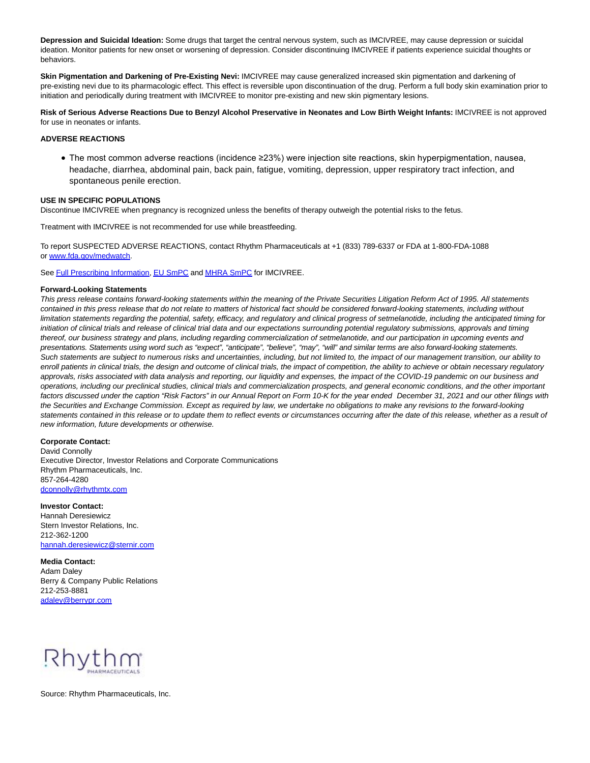**Depression and Suicidal Ideation:** Some drugs that target the central nervous system, such as IMCIVREE, may cause depression or suicidal ideation. Monitor patients for new onset or worsening of depression. Consider discontinuing IMCIVREE if patients experience suicidal thoughts or behaviors.

**Skin Pigmentation and Darkening of Pre-Existing Nevi:** IMCIVREE may cause generalized increased skin pigmentation and darkening of pre-existing nevi due to its pharmacologic effect. This effect is reversible upon discontinuation of the drug. Perform a full body skin examination prior to initiation and periodically during treatment with IMCIVREE to monitor pre-existing and new skin pigmentary lesions.

**Risk of Serious Adverse Reactions Due to Benzyl Alcohol Preservative in Neonates and Low Birth Weight Infants:** IMCIVREE is not approved for use in neonates or infants.

**ADVERSE REACTIONS**

- The most common adverse reactions (incidence ≥23%) were injection site reactions, skin hyperpigmentation, nausea, headache, diarrhea, abdominal pain, back pain, fatigue, vomiting, depression, upper respiratory tract infection, and spontaneous penile erection.

**USE IN SPECIFIC POPULATIONS**
Discontinue IMCIVREE when pregnancy is recognized unless the benefits of therapy outweigh the potential risks to the fetus.

Treatment with IMCIVREE is not recommended for use while breastfeeding.

To report SUSPECTED ADVERSE REACTIONS, contact Rhythm Pharmaceuticals at +1 (833) 789-6337 or FDA at 1-800-FDA-1088 or www.fda.gov/medwatch.

See Full Prescribing Information, EU SmPC and MHRA SmPC for IMCIVREE.

**Forward-Looking Statements**
*This press release contains forward-looking statements within the meaning of the Private Securities Litigation Reform Act of 1995. All statements contained in this press release that do not relate to matters of historical fact should be considered forward-looking statements, including without limitation statements regarding the potential, safety, efficacy, and regulatory and clinical progress of setmelanotide, including the anticipated timing for initiation of clinical trials and release of clinical trial data and our expectations surrounding potential regulatory submissions, approvals and timing thereof, our business strategy and plans, including regarding commercialization of setmelanotide, and our participation in upcoming events and presentations. Statements using word such as "expect", "anticipate", "believe", "may", "will" and similar terms are also forward-looking statements. Such statements are subject to numerous risks and uncertainties, including, but not limited to, the impact of our management transition, our ability to enroll patients in clinical trials, the design and outcome of clinical trials, the impact of competition, the ability to achieve or obtain necessary regulatory approvals, risks associated with data analysis and reporting, our liquidity and expenses, the impact of the COVID-19 pandemic on our business and operations, including our preclinical studies, clinical trials and commercialization prospects, and general economic conditions, and the other important factors discussed under the caption "Risk Factors" in our Annual Report on Form 10-K for the year ended December 31, 2021 and our other filings with the Securities and Exchange Commission. Except as required by law, we undertake no obligations to make any revisions to the forward-looking statements contained in this release or to update them to reflect events or circumstances occurring after the date of this release, whether as a result of new information, future developments or otherwise.*

**Corporate Contact:**
David Connolly
Executive Director, Investor Relations and Corporate Communications
Rhythm Pharmaceuticals, Inc.
857-264-4280
dconnolly@rhythmtx.com

**Investor Contact:**
Hannah Deresiewicz
Stern Investor Relations, Inc.
212-362-1200
hannah.deresiewicz@sternir.com

**Media Contact:**
Adam Daley
Berry & Company Public Relations
212-253-8881
adaley@berrypr.com

Rhythm PHARMACEUTICALS

Source: Rhythm Pharmaceuticals, Inc.